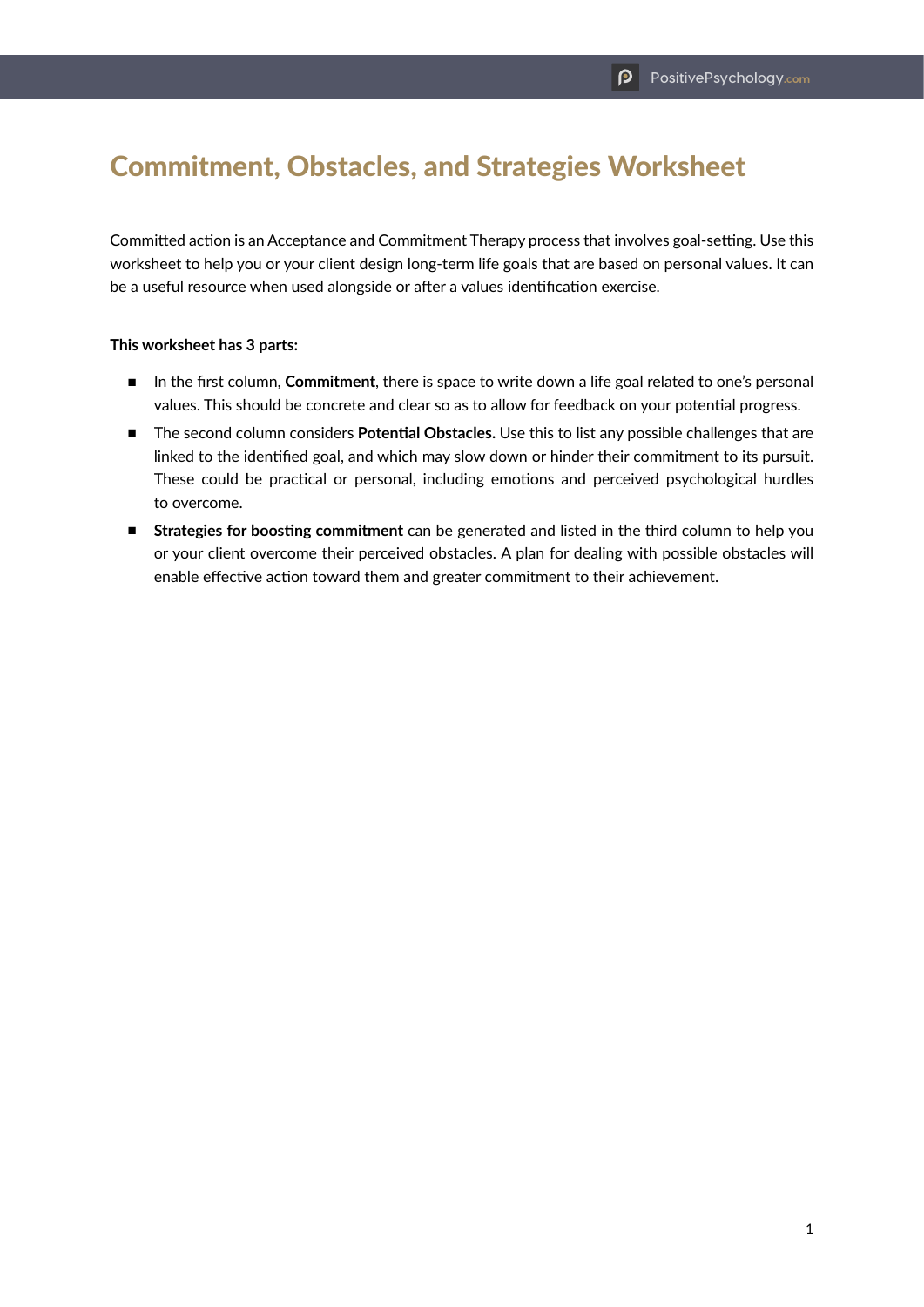# Commitment, Obstacles, and Strategies Worksheet

Committed action is an Acceptance and Commitment Therapy process that involves goal-setting. Use this worksheet to help you or your client design long-term life goals that are based on personal values. It can be a useful resource when used alongside or after a values identification exercise.

**This worksheet has 3 parts:**

- In the first column, **Commitment**, there is space to write down a life goal related to one's personal values. This should be concrete and clear so as to allow for feedback on your potential progress.
- The second column considers **Potential Obstacles.** Use this to list any possible challenges that are linked to the identified goal, and which may slow down or hinder their commitment to its pursuit. These could be practical or personal, including emotions and perceived psychological hurdles to overcome.
- **Strategies for boosting commitment** can be generated and listed in the third column to help you or your client overcome their perceived obstacles. A plan for dealing with possible obstacles will enable effective action toward them and greater commitment to their achievement.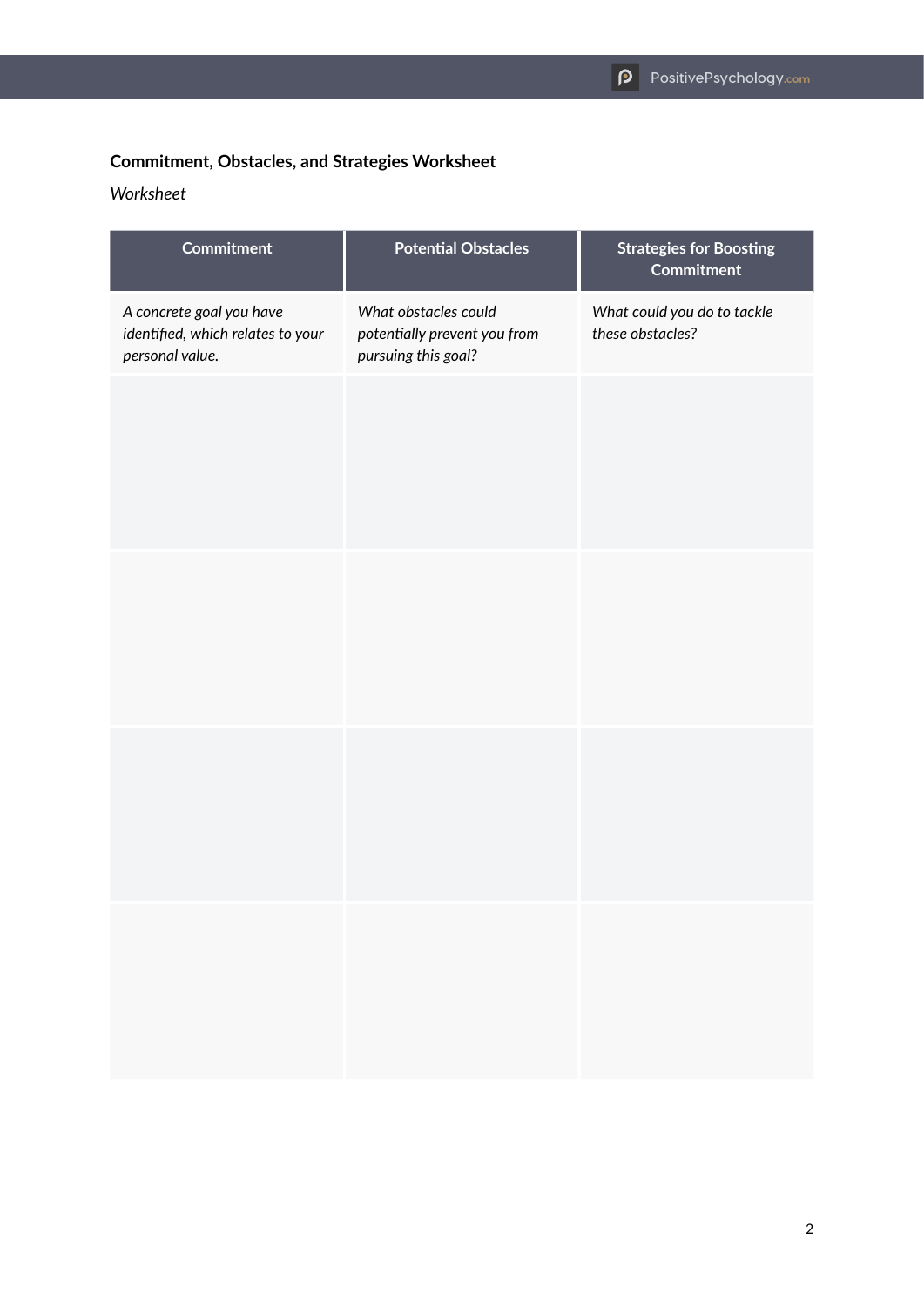**Commitment, Obstacles, and Strategies Worksheet**

*Worksheet*

| Commitment | Potential Obstacles | Strategies for Boosting Commitment |
|---|---|---|
| *A concrete goal you have identified, which relates to your personal value.* | *What obstacles could potentially prevent you from pursuing this goal?* | *What could you do to tackle these obstacles?* |
| | | |
| | | |
| | | |
| | | |